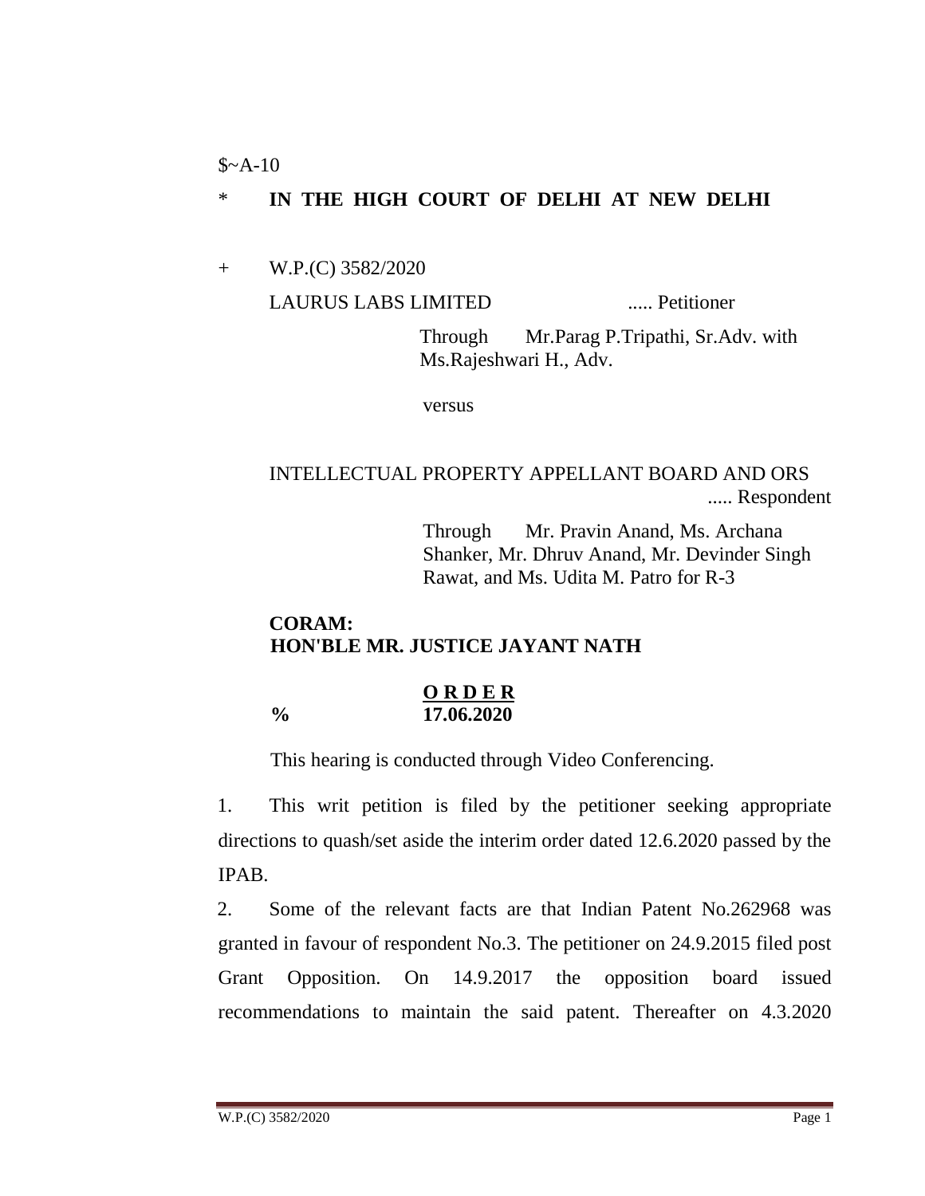$~A-10

\* **IN THE HIGH COURT OF DELHI AT NEW DELHI**

\+ W.P.(C) 3582/2020

LAURUS LABS LIMITED ..... Petitioner

Through Mr.Parag P.Tripathi, Sr.Adv. with Ms.Rajeshwari H., Adv.

versus

INTELLECTUAL PROPERTY APPELLANT BOARD AND ORS ..... Respondent

Through Mr. Pravin Anand, Ms. Archana Shanker, Mr. Dhruv Anand, Mr. Devinder Singh Rawat, and Ms. Udita M. Patro for R-3

**CORAM:**
**HON'BLE MR. JUSTICE JAYANT NATH**

**O R D E R**

**%** **17.06.2020**

This hearing is conducted through Video Conferencing.

1. This writ petition is filed by the petitioner seeking appropriate directions to quash/set aside the interim order dated 12.6.2020 passed by the IPAB.

2. Some of the relevant facts are that Indian Patent No.262968 was granted in favour of respondent No.3. The petitioner on 24.9.2015 filed post Grant Opposition. On 14.9.2017 the opposition board issued recommendations to maintain the said patent. Thereafter on 4.3.2020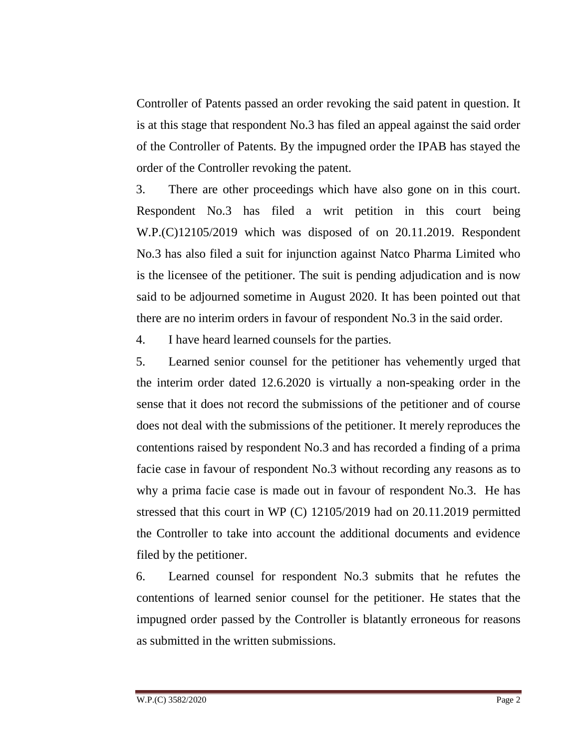Controller of Patents passed an order revoking the said patent in question. It is at this stage that respondent No.3 has filed an appeal against the said order of the Controller of Patents. By the impugned order the IPAB has stayed the order of the Controller revoking the patent.

3. There are other proceedings which have also gone on in this court. Respondent No.3 has filed a writ petition in this court being W.P.(C)12105/2019 which was disposed of on 20.11.2019. Respondent No.3 has also filed a suit for injunction against Natco Pharma Limited who is the licensee of the petitioner. The suit is pending adjudication and is now said to be adjourned sometime in August 2020. It has been pointed out that there are no interim orders in favour of respondent No.3 in the said order.

4. I have heard learned counsels for the parties.

5. Learned senior counsel for the petitioner has vehemently urged that the interim order dated 12.6.2020 is virtually a non-speaking order in the sense that it does not record the submissions of the petitioner and of course does not deal with the submissions of the petitioner. It merely reproduces the contentions raised by respondent No.3 and has recorded a finding of a prima facie case in favour of respondent No.3 without recording any reasons as to why a prima facie case is made out in favour of respondent No.3. He has stressed that this court in WP (C) 12105/2019 had on 20.11.2019 permitted the Controller to take into account the additional documents and evidence filed by the petitioner.

6. Learned counsel for respondent No.3 submits that he refutes the contentions of learned senior counsel for the petitioner. He states that the impugned order passed by the Controller is blatantly erroneous for reasons as submitted in the written submissions.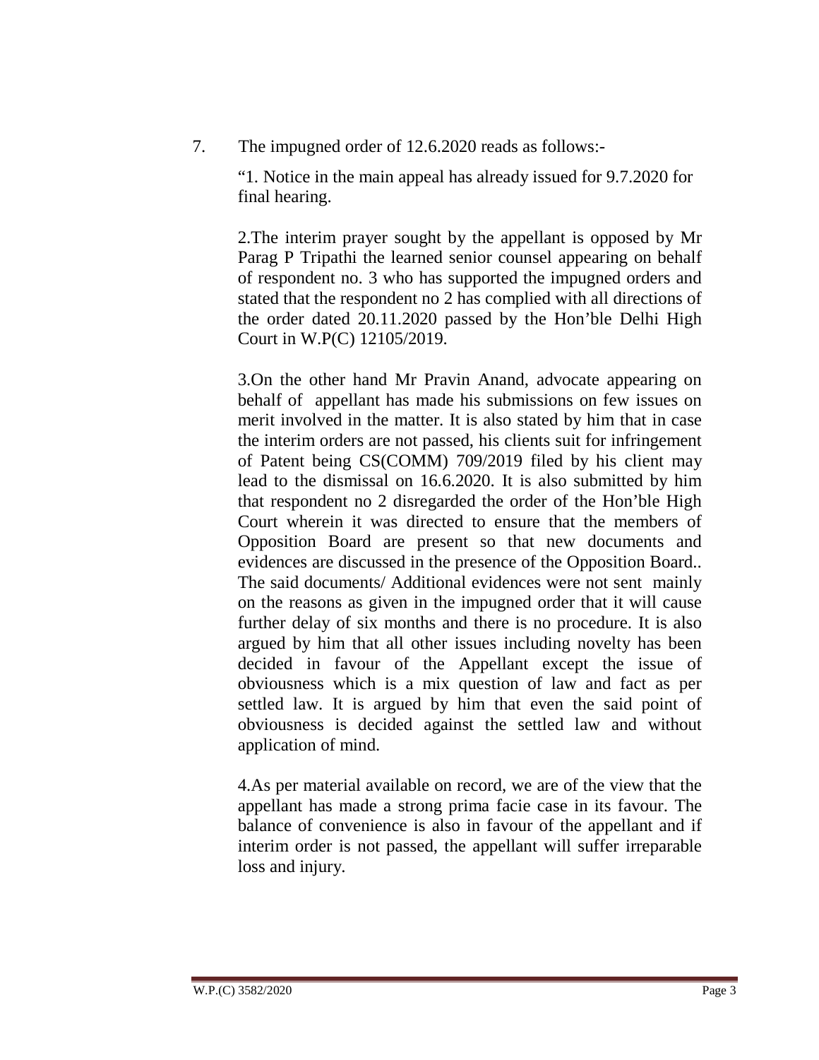7. The impugned order of 12.6.2020 reads as follows:-

> "1. Notice in the main appeal has already issued for 9.7.2020 for final hearing.
>
> 2.The interim prayer sought by the appellant is opposed by Mr Parag P Tripathi the learned senior counsel appearing on behalf of respondent no. 3 who has supported the impugned orders and stated that the respondent no 2 has complied with all directions of the order dated 20.11.2020 passed by the Hon'ble Delhi High Court in W.P(C) 12105/2019.
>
> 3.On the other hand Mr Pravin Anand, advocate appearing on behalf of appellant has made his submissions on few issues on merit involved in the matter. It is also stated by him that in case the interim orders are not passed, his clients suit for infringement of Patent being CS(COMM) 709/2019 filed by his client may lead to the dismissal on 16.6.2020. It is also submitted by him that respondent no 2 disregarded the order of the Hon'ble High Court wherein it was directed to ensure that the members of Opposition Board are present so that new documents and evidences are discussed in the presence of the Opposition Board.. The said documents/ Additional evidences were not sent mainly on the reasons as given in the impugned order that it will cause further delay of six months and there is no procedure. It is also argued by him that all other issues including novelty has been decided in favour of the Appellant except the issue of obviousness which is a mix question of law and fact as per settled law. It is argued by him that even the said point of obviousness is decided against the settled law and without application of mind.
>
> 4.As per material available on record, we are of the view that the appellant has made a strong prima facie case in its favour. The balance of convenience is also in favour of the appellant and if interim order is not passed, the appellant will suffer irreparable loss and injury.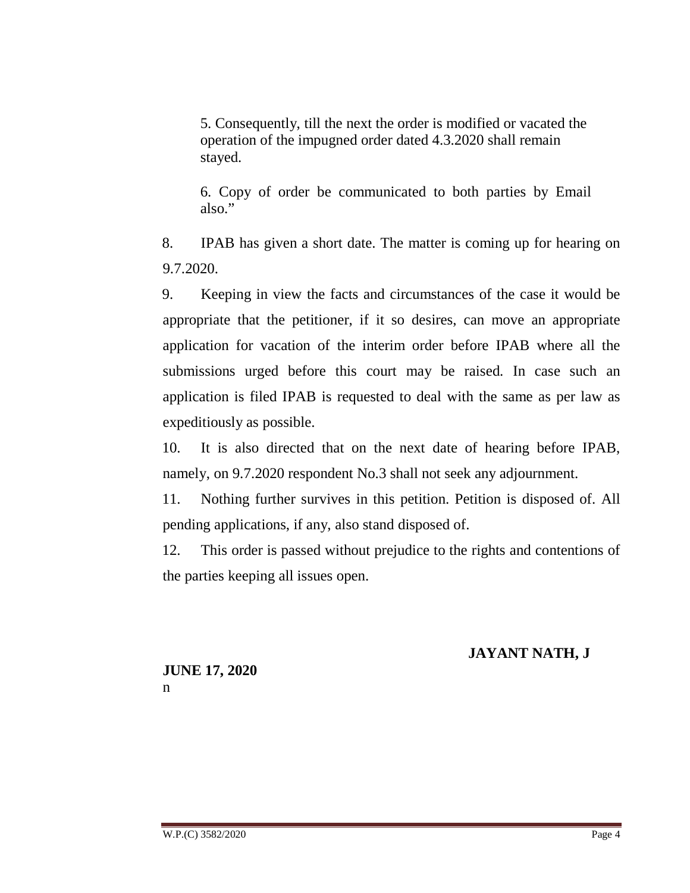5. Consequently, till the next the order is modified or vacated the operation of the impugned order dated 4.3.2020 shall remain stayed.

6. Copy of order be communicated to both parties by Email also."

8. IPAB has given a short date. The matter is coming up for hearing on 9.7.2020.

9. Keeping in view the facts and circumstances of the case it would be appropriate that the petitioner, if it so desires, can move an appropriate application for vacation of the interim order before IPAB where all the submissions urged before this court may be raised. In case such an application is filed IPAB is requested to deal with the same as per law as expeditiously as possible.

10. It is also directed that on the next date of hearing before IPAB, namely, on 9.7.2020 respondent No.3 shall not seek any adjournment.

11. Nothing further survives in this petition. Petition is disposed of. All pending applications, if any, also stand disposed of.

12. This order is passed without prejudice to the rights and contentions of the parties keeping all issues open.

**JAYANT NATH, J**

**JUNE 17, 2020**

n